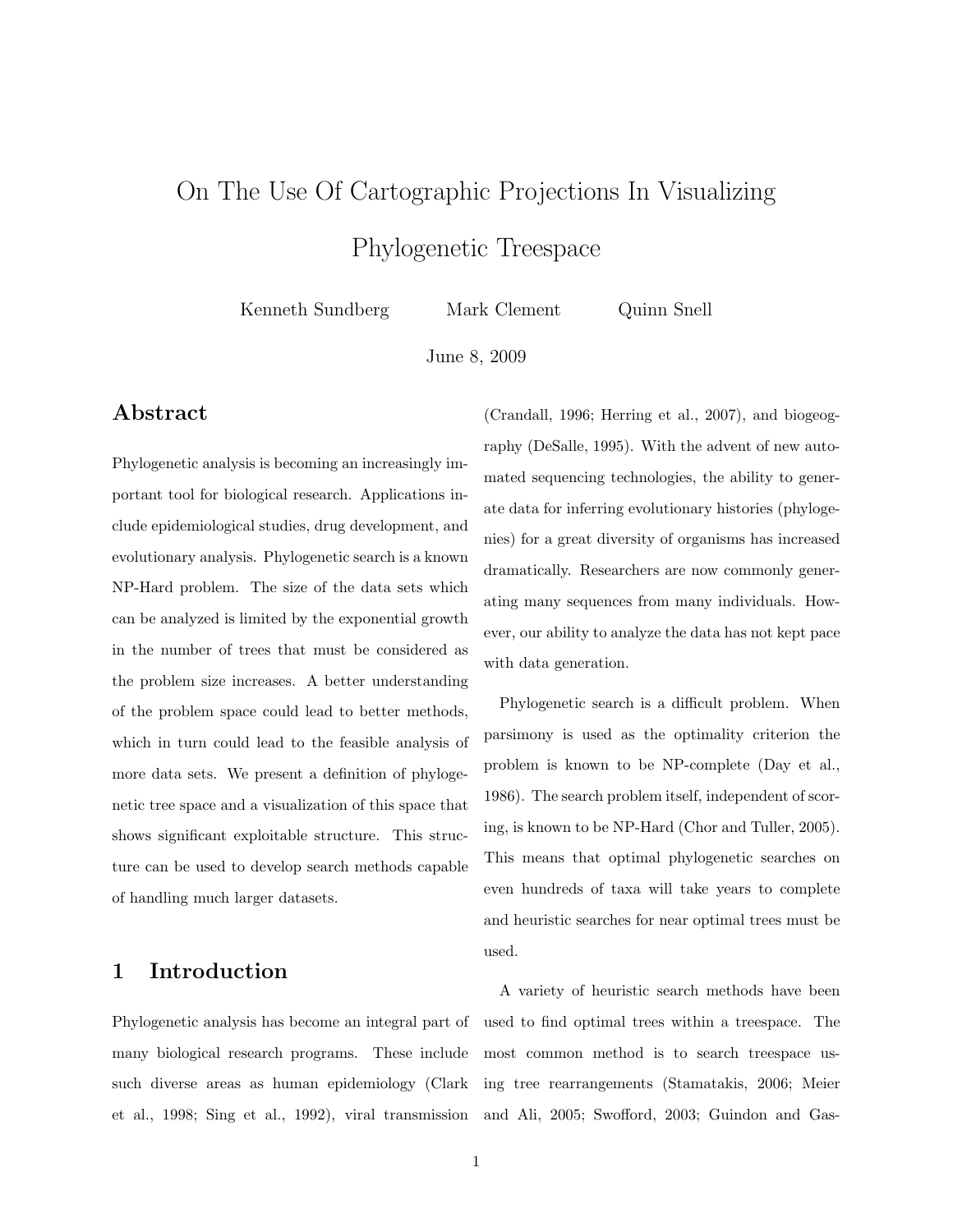# On The Use Of Cartographic Projections In Visualizing Phylogenetic Treespace

Kenneth Sundberg  Mark Clement  Quinn Snell

June 8, 2009

## Abstract

Phylogenetic analysis is becoming an increasingly important tool for biological research. Applications include epidemiological studies, drug development, and evolutionary analysis. Phylogenetic search is a known NP-Hard problem. The size of the data sets which can be analyzed is limited by the exponential growth in the number of trees that must be considered as the problem size increases. A better understanding of the problem space could lead to better methods, which in turn could lead to the feasible analysis of more data sets. We present a definition of phylogenetic tree space and a visualization of this space that shows significant exploitable structure. This structure can be used to develop search methods capable of handling much larger datasets.

## 1 Introduction

Phylogenetic analysis has become an integral part of many biological research programs. These include such diverse areas as human epidemiology (Clark et al., 1998; Sing et al., 1992), viral transmission (Crandall, 1996; Herring et al., 2007), and biogeography (DeSalle, 1995). With the advent of new automated sequencing technologies, the ability to generate data for inferring evolutionary histories (phylogenies) for a great diversity of organisms has increased dramatically. Researchers are now commonly generating many sequences from many individuals. However, our ability to analyze the data has not kept pace with data generation.

Phylogenetic search is a difficult problem. When parsimony is used as the optimality criterion the problem is known to be NP-complete (Day et al., 1986). The search problem itself, independent of scoring, is known to be NP-Hard (Chor and Tuller, 2005). This means that optimal phylogenetic searches on even hundreds of taxa will take years to complete and heuristic searches for near optimal trees must be used.

A variety of heuristic search methods have been used to find optimal trees within a treespace. The most common method is to search treespace using tree rearrangements (Stamatakis, 2006; Meier and Ali, 2005; Swofford, 2003; Guindon and Gas-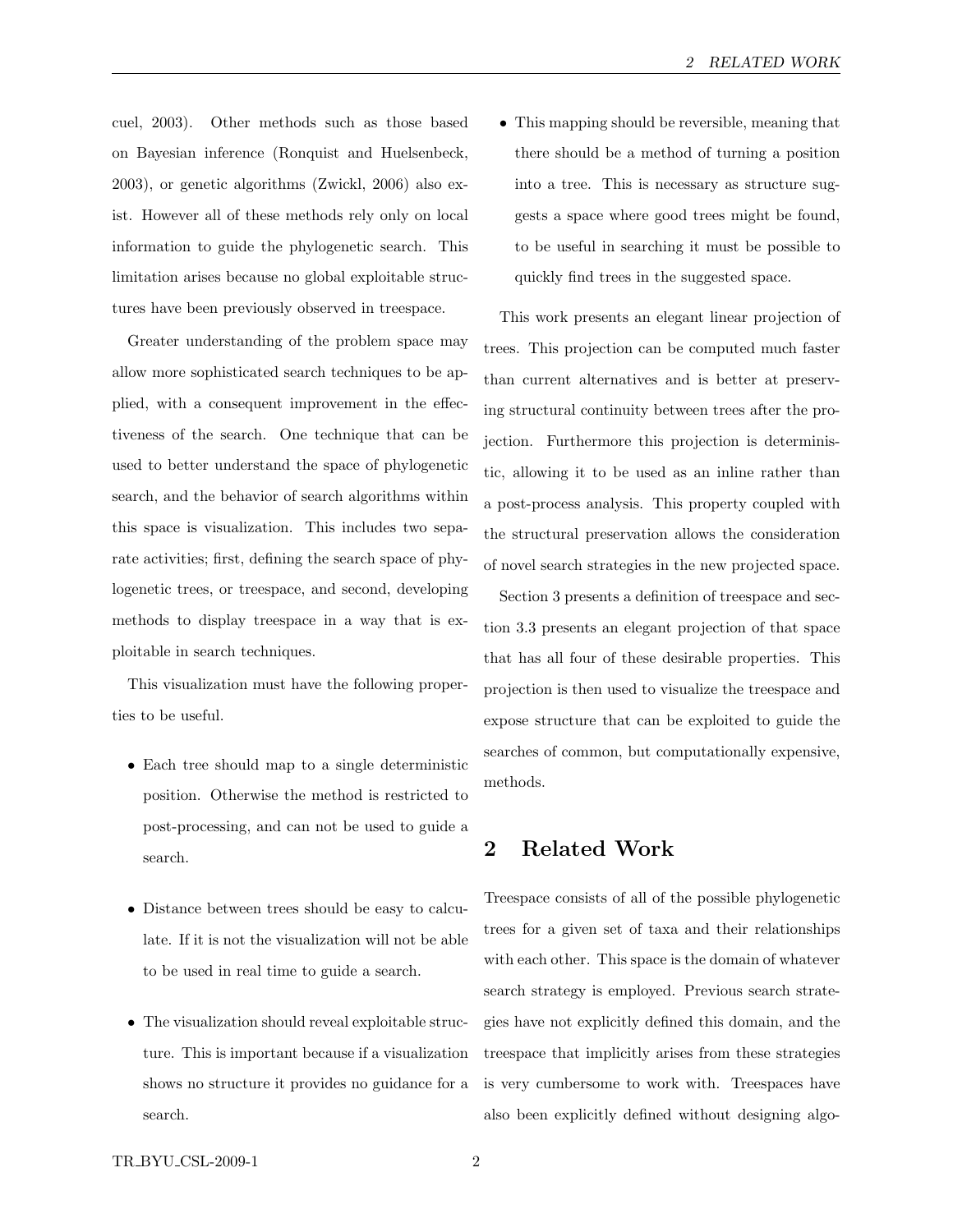cuel, 2003). Other methods such as those based on Bayesian inference (Ronquist and Huelsenbeck, 2003), or genetic algorithms (Zwickl, 2006) also exist. However all of these methods rely only on local information to guide the phylogenetic search. This limitation arises because no global exploitable structures have been previously observed in treespace.

Greater understanding of the problem space may allow more sophisticated search techniques to be applied, with a consequent improvement in the effectiveness of the search. One technique that can be used to better understand the space of phylogenetic search, and the behavior of search algorithms within this space is visualization. This includes two separate activities; first, defining the search space of phylogenetic trees, or treespace, and second, developing methods to display treespace in a way that is exploitable in search techniques.

This visualization must have the following properties to be useful.

- Each tree should map to a single deterministic position. Otherwise the method is restricted to post-processing, and can not be used to guide a search.

- Distance between trees should be easy to calculate. If it is not the visualization will not be able to be used in real time to guide a search.

- The visualization should reveal exploitable structure. This is important because if a visualization shows no structure it provides no guidance for a search.

- This mapping should be reversible, meaning that there should be a method of turning a position into a tree. This is necessary as structure suggests a space where good trees might be found, to be useful in searching it must be possible to quickly find trees in the suggested space.

This work presents an elegant linear projection of trees. This projection can be computed much faster than current alternatives and is better at preserving structural continuity between trees after the projection. Furthermore this projection is deterministic, allowing it to be used as an inline rather than a post-process analysis. This property coupled with the structural preservation allows the consideration of novel search strategies in the new projected space.

Section 3 presents a definition of treespace and section 3.3 presents an elegant projection of that space that has all four of these desirable properties. This projection is then used to visualize the treespace and expose structure that can be exploited to guide the searches of common, but computationally expensive, methods.

## 2 Related Work

Treespace consists of all of the possible phylogenetic trees for a given set of taxa and their relationships with each other. This space is the domain of whatever search strategy is employed. Previous search strategies have not explicitly defined this domain, and the treespace that implicitly arises from these strategies is very cumbersome to work with. Treespaces have also been explicitly defined without designing algo-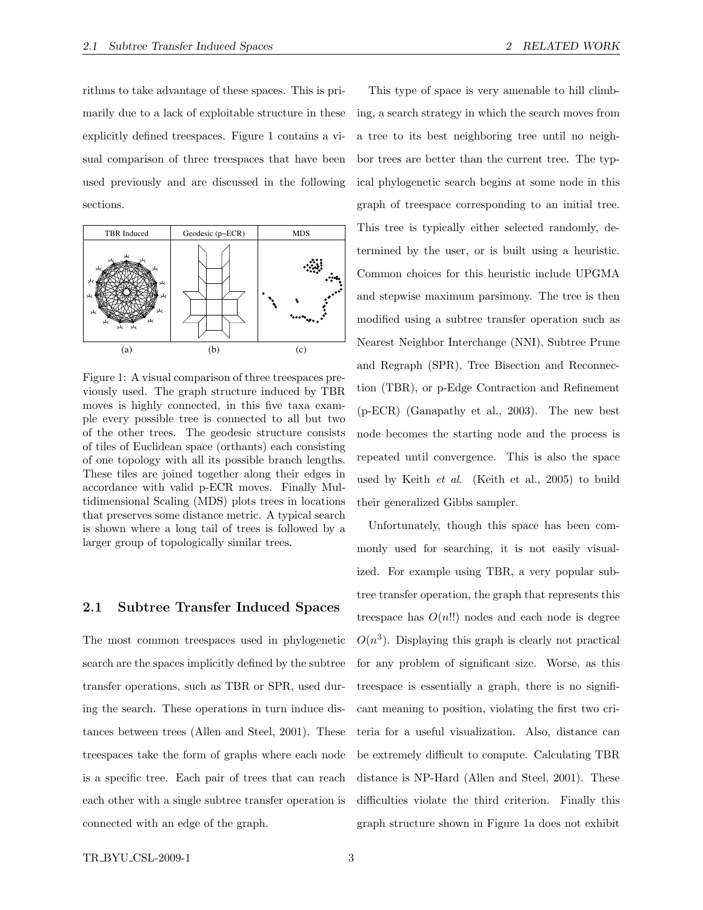rithms to take advantage of these spaces. This is primarily due to a lack of exploitable structure in these explicitly defined treespaces. Figure 1 contains a visual comparison of three treespaces that have been used previously and are discussed in the following sections.

Figure 1: A visual comparison of three treespaces previously used. The graph structure induced by TBR moves is highly connected, in this five taxa example every possible tree is connected to all but two of the other trees. The geodesic structure consists of tiles of Euclidean space (orthants) each consisting of one topology with all its possible branch lengths. These tiles are joined together along their edges in accordance with valid p-ECR moves. Finally Multidimensional Scaling (MDS) plots trees in locations that preserves some distance metric. A typical search is shown where a long tail of trees is followed by a larger group of topologically similar trees.

## 2.1 Subtree Transfer Induced Spaces

The most common treespaces used in phylogenetic search are the spaces implicitly defined by the subtree transfer operations, such as TBR or SPR, used during the search. These operations in turn induce distances between trees (Allen and Steel, 2001). These treespaces take the form of graphs where each node is a specific tree. Each pair of trees that can reach each other with a single subtree transfer operation is connected with an edge of the graph.

This type of space is very amenable to hill climbing, a search strategy in which the search moves from a tree to its best neighboring tree until no neighbor trees are better than the current tree. The typical phylogenetic search begins at some node in this graph of treespace corresponding to an initial tree. This tree is typically either selected randomly, determined by the user, or is built using a heuristic. Common choices for this heuristic include UPGMA and stepwise maximum parsimony. The tree is then modified using a subtree transfer operation such as Nearest Neighbor Interchange (NNI), Subtree Prune and Regraph (SPR), Tree Bisection and Reconnection (TBR), or p-Edge Contraction and Refinement (p-ECR) (Ganapathy et al., 2003). The new best node becomes the starting node and the process is repeated until convergence. This is also the space used by Keith *et al.* (Keith et al., 2005) to build their generalized Gibbs sampler.

Unfortunately, though this space has been commonly used for searching, it is not easily visualized. For example using TBR, a very popular subtree transfer operation, the graph that represents this treespace has $O(n!!)$ nodes and each node is degree $O(n^3)$. Displaying this graph is clearly not practical for any problem of significant size. Worse, as this treespace is essentially a graph, there is no significant meaning to position, violating the first two criteria for a useful visualization. Also, distance can be extremely difficult to compute. Calculating TBR distance is NP-Hard (Allen and Steel, 2001). These difficulties violate the third criterion. Finally this graph structure shown in Figure 1a does not exhibit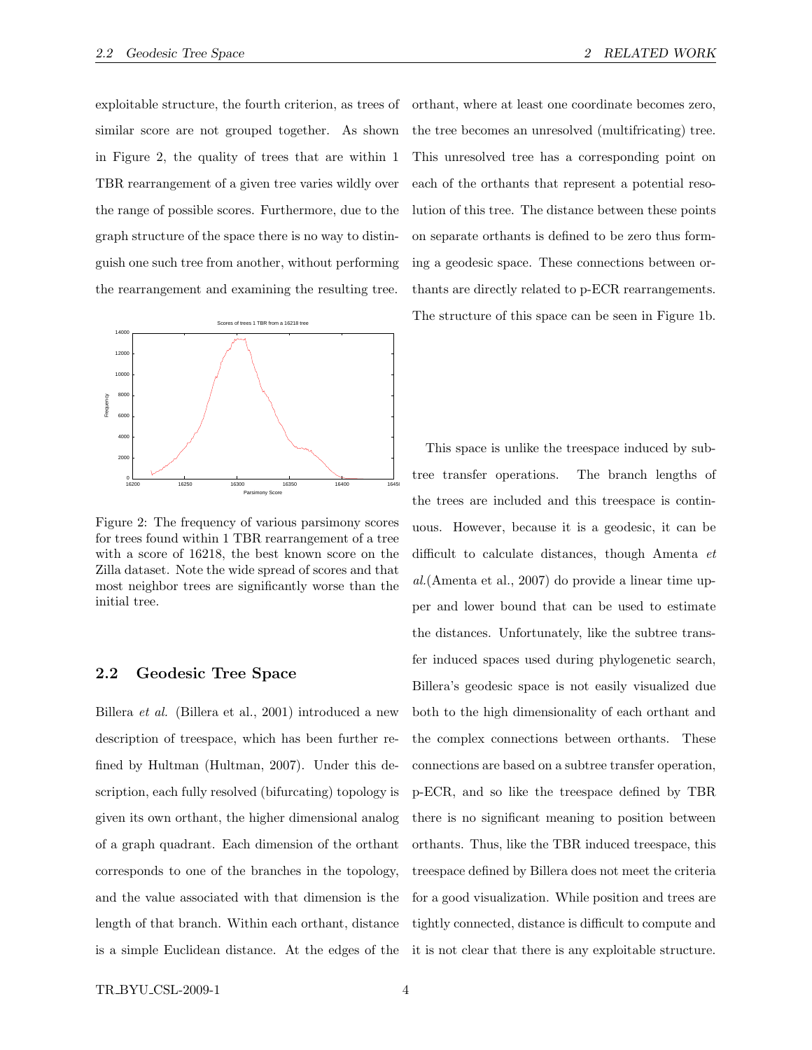exploitable structure, the fourth criterion, as trees of similar score are not grouped together. As shown in Figure 2, the quality of trees that are within 1 TBR rearrangement of a given tree varies wildly over the range of possible scores. Furthermore, due to the graph structure of the space there is no way to distinguish one such tree from another, without performing the rearrangement and examining the resulting tree.

Figure 2: The frequency of various parsimony scores for trees found within 1 TBR rearrangement of a tree with a score of 16218, the best known score on the Zilla dataset. Note the wide spread of scores and that most neighbor trees are significantly worse than the initial tree.

## 2.2 Geodesic Tree Space

Billera *et al.* (Billera et al., 2001) introduced a new description of treespace, which has been further refined by Hultman (Hultman, 2007). Under this description, each fully resolved (bifurcating) topology is given its own orthant, the higher dimensional analog of a graph quadrant. Each dimension of the orthant corresponds to one of the branches in the topology, and the value associated with that dimension is the length of that branch. Within each orthant, distance is a simple Euclidean distance. At the edges of the orthant, where at least one coordinate becomes zero, the tree becomes an unresolved (multifricating) tree. This unresolved tree has a corresponding point on each of the orthants that represent a potential resolution of this tree. The distance between these points on separate orthants is defined to be zero thus forming a geodesic space. These connections between orthants are directly related to p-ECR rearrangements. The structure of this space can be seen in Figure 1b.

This space is unlike the treespace induced by subtree transfer operations. The branch lengths of the trees are included and this treespace is continuous. However, because it is a geodesic, it can be difficult to calculate distances, though Amenta *et al.*(Amenta et al., 2007) do provide a linear time upper and lower bound that can be used to estimate the distances. Unfortunately, like the subtree transfer induced spaces used during phylogenetic search, Billera's geodesic space is not easily visualized due both to the high dimensionality of each orthant and the complex connections between orthants. These connections are based on a subtree transfer operation, p-ECR, and so like the treespace defined by TBR there is no significant meaning to position between orthants. Thus, like the TBR induced treespace, this treespace defined by Billera does not meet the criteria for a good visualization. While position and trees are tightly connected, distance is difficult to compute and it is not clear that there is any exploitable structure.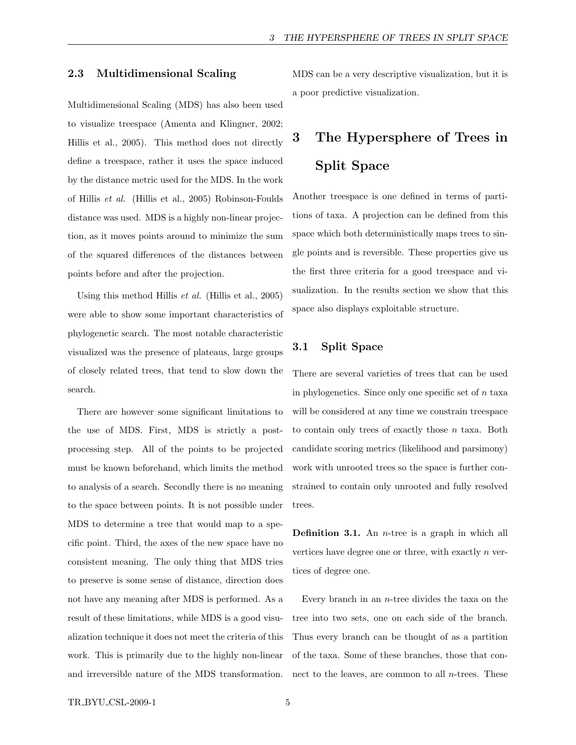### 2.3 Multidimensional Scaling

Multidimensional Scaling (MDS) has also been used to visualize treespace (Amenta and Klingner, 2002; Hillis et al., 2005). This method does not directly define a treespace, rather it uses the space induced by the distance metric used for the MDS. In the work of Hillis *et al.* (Hillis et al., 2005) Robinson-Foulds distance was used. MDS is a highly non-linear projection, as it moves points around to minimize the sum of the squared differences of the distances between points before and after the projection.

Using this method Hillis *et al.* (Hillis et al., 2005) were able to show some important characteristics of phylogenetic search. The most notable characteristic visualized was the presence of plateaus, large groups of closely related trees, that tend to slow down the search.

There are however some significant limitations to the use of MDS. First, MDS is strictly a post-processing step. All of the points to be projected must be known beforehand, which limits the method to analysis of a search. Secondly there is no meaning to the space between points. It is not possible under MDS to determine a tree that would map to a specific point. Third, the axes of the new space have no consistent meaning. The only thing that MDS tries to preserve is some sense of distance, direction does not have any meaning after MDS is performed. As a result of these limitations, while MDS is a good visualization technique it does not meet the criteria of this work. This is primarily due to the highly non-linear and irreversible nature of the MDS transformation. MDS can be a very descriptive visualization, but it is a poor predictive visualization.

## 3 The Hypersphere of Trees in Split Space

Another treespace is one defined in terms of partitions of taxa. A projection can be defined from this space which both deterministically maps trees to single points and is reversible. These properties give us the first three criteria for a good treespace and visualization. In the results section we show that this space also displays exploitable structure.

### 3.1 Split Space

There are several varieties of trees that can be used in phylogenetics. Since only one specific set of $n$ taxa will be considered at any time we constrain treespace to contain only trees of exactly those $n$ taxa. Both candidate scoring metrics (likelihood and parsimony) work with unrooted trees so the space is further constrained to contain only unrooted and fully resolved trees.

**Definition 3.1.** An $n$-tree is a graph in which all vertices have degree one or three, with exactly $n$ vertices of degree one.

Every branch in an $n$-tree divides the taxa on the tree into two sets, one on each side of the branch. Thus every branch can be thought of as a partition of the taxa. Some of these branches, those that connect to the leaves, are common to all $n$-trees. These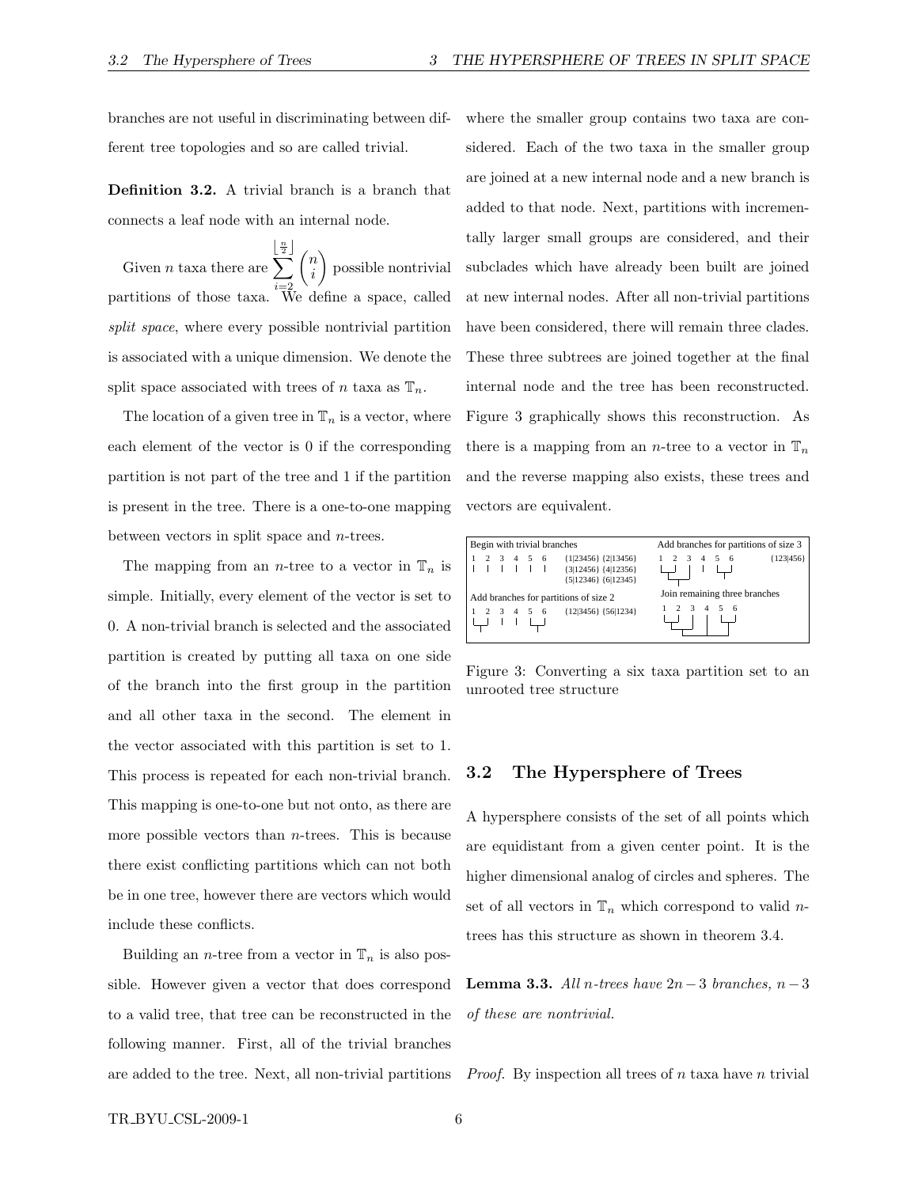branches are not useful in discriminating between different tree topologies and so are called trivial.

**Definition 3.2.** A trivial branch is a branch that connects a leaf node with an internal node.

Given $n$ taxa there are $\sum_{i=2}^{\lfloor \frac{n}{2} \rfloor} \binom{n}{i}$ possible nontrivial partitions of those taxa. We define a space, called *split space*, where every possible nontrivial partition is associated with a unique dimension. We denote the split space associated with trees of $n$ taxa as $\mathbb{T}_n$.

The location of a given tree in $\mathbb{T}_n$ is a vector, where each element of the vector is 0 if the corresponding partition is not part of the tree and 1 if the partition is present in the tree. There is a one-to-one mapping between vectors in split space and $n$-trees.

The mapping from an $n$-tree to a vector in $\mathbb{T}_n$ is simple. Initially, every element of the vector is set to 0. A non-trivial branch is selected and the associated partition is created by putting all taxa on one side of the branch into the first group in the partition and all other taxa in the second. The element in the vector associated with this partition is set to 1. This process is repeated for each non-trivial branch. This mapping is one-to-one but not onto, as there are more possible vectors than $n$-trees. This is because there exist conflicting partitions which can not both be in one tree, however there are vectors which would include these conflicts.

Building an $n$-tree from a vector in $\mathbb{T}_n$ is also possible. However given a vector that does correspond to a valid tree, that tree can be reconstructed in the following manner. First, all of the trivial branches are added to the tree. Next, all non-trivial partitions where the smaller group contains two taxa are considered. Each of the two taxa in the smaller group are joined at a new internal node and a new branch is added to that node. Next, partitions with incrementally larger small groups are considered, and their subclades which have already been built are joined at new internal nodes. After all non-trivial partitions have been considered, there will remain three clades. These three subtrees are joined together at the final internal node and the tree has been reconstructed. Figure 3 graphically shows this reconstruction. As there is a mapping from an $n$-tree to a vector in $\mathbb{T}_n$ and the reverse mapping also exists, these trees and vectors are equivalent.

Begin with trivial branches: {1|23456} {2|13456} {3|12456} {4|12356} {5|12346} {6|12345}
Add branches for partitions of size 2: {12|3456} {56|1234}
Add branches for partitions of size 3: {123|456}
Join remaining three branches

Figure 3: Converting a six taxa partition set to an unrooted tree structure

## 3.2 The Hypersphere of Trees

A hypersphere consists of the set of all points which are equidistant from a given center point. It is the higher dimensional analog of circles and spheres. The set of all vectors in $\mathbb{T}_n$ which correspond to valid $n$-trees has this structure as shown in theorem 3.4.

**Lemma 3.3.** *All $n$-trees have $2n-3$ branches, $n-3$ of these are nontrivial.*

*Proof.* By inspection all trees of $n$ taxa have $n$ trivial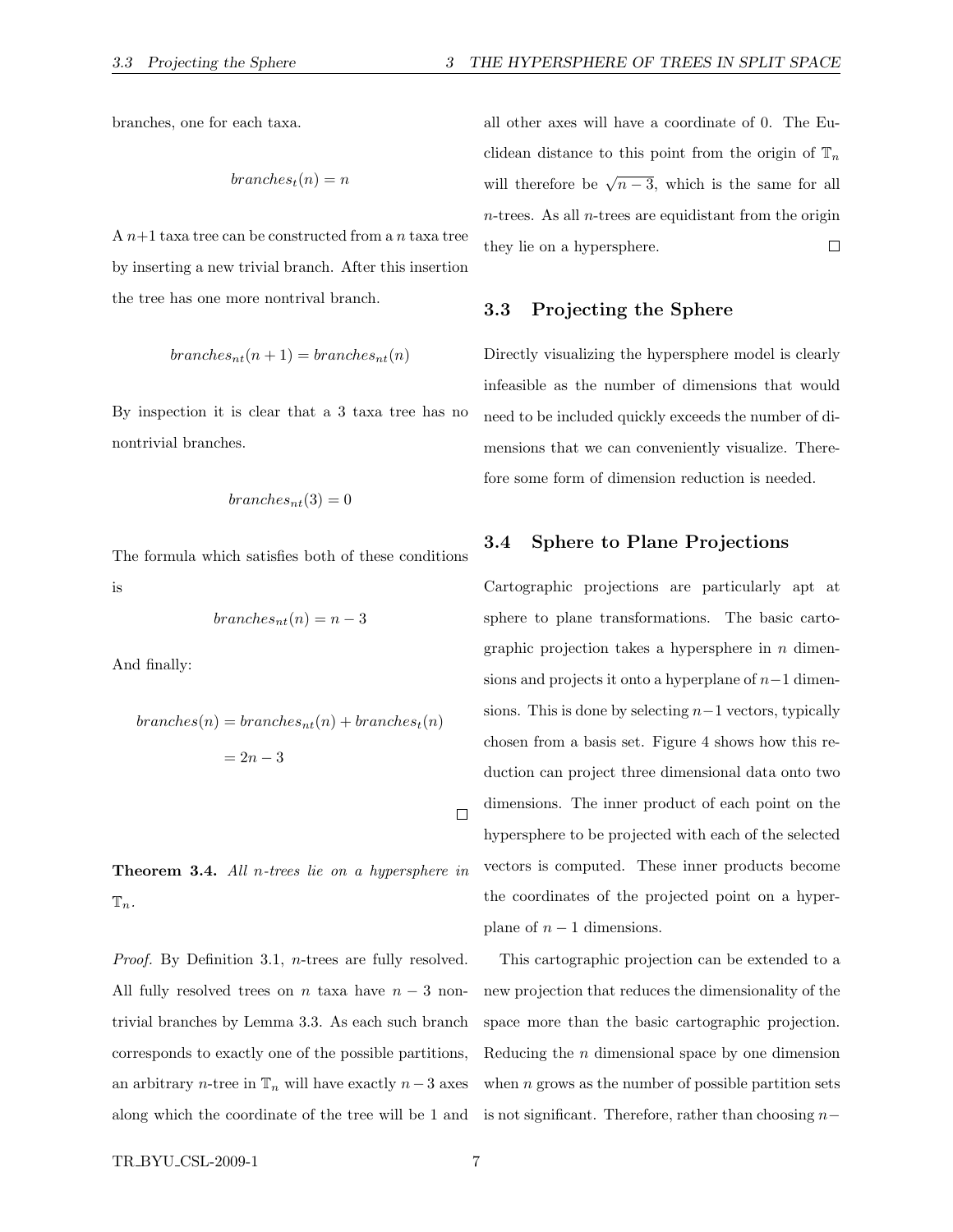branches, one for each taxa.

$$branches_t(n) = n$$

A $n+1$ taxa tree can be constructed from a $n$ taxa tree by inserting a new trivial branch. After this insertion the tree has one more nontrival branch.

$$branches_{nt}(n+1) = branches_{nt}(n)$$

By inspection it is clear that a 3 taxa tree has no nontrivial branches.

$$branches_{nt}(3) = 0$$

The formula which satisfies both of these conditions is

$$branches_{nt}(n) = n - 3$$

And finally:

$$branches(n) = branches_{nt}(n) + branches_t(n)$$
$$= 2n - 3$$

□

**Theorem 3.4.** *All $n$-trees lie on a hypersphere in $\mathbb{T}_n$.*

*Proof.* By Definition 3.1, $n$-trees are fully resolved. All fully resolved trees on $n$ taxa have $n-3$ nontrivial branches by Lemma 3.3. As each such branch corresponds to exactly one of the possible partitions, an arbitrary $n$-tree in $\mathbb{T}_n$ will have exactly $n-3$ axes along which the coordinate of the tree will be 1 and all other axes will have a coordinate of 0. The Euclidean distance to this point from the origin of $\mathbb{T}_n$ will therefore be $\sqrt{n-3}$, which is the same for all $n$-trees. As all $n$-trees are equidistant from the origin they lie on a hypersphere. □

### 3.3 Projecting the Sphere

Directly visualizing the hypersphere model is clearly infeasible as the number of dimensions that would need to be included quickly exceeds the number of dimensions that we can conveniently visualize. Therefore some form of dimension reduction is needed.

### 3.4 Sphere to Plane Projections

Cartographic projections are particularly apt at sphere to plane transformations. The basic cartographic projection takes a hypersphere in $n$ dimensions and projects it onto a hyperplane of $n-1$ dimensions. This is done by selecting $n-1$ vectors, typically chosen from a basis set. Figure 4 shows how this reduction can project three dimensional data onto two dimensions. The inner product of each point on the hypersphere to be projected with each of the selected vectors is computed. These inner products become the coordinates of the projected point on a hyperplane of $n-1$ dimensions.

This cartographic projection can be extended to a new projection that reduces the dimensionality of the space more than the basic cartographic projection. Reducing the $n$ dimensional space by one dimension when $n$ grows as the number of possible partition sets is not significant. Therefore, rather than choosing $n-$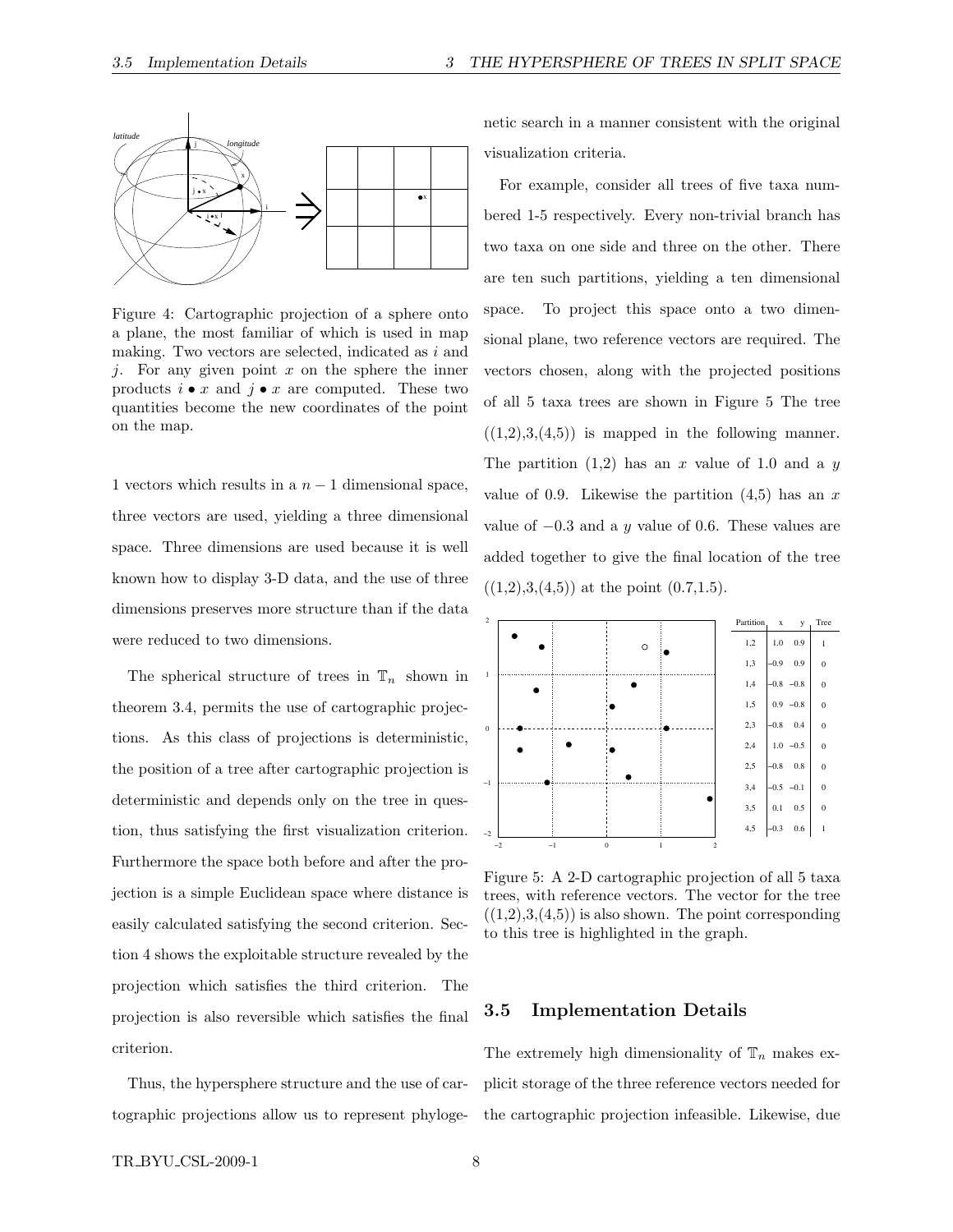Figure 4: Cartographic projection of a sphere onto a plane, the most familiar of which is used in map making. Two vectors are selected, indicated as $i$ and $j$. For any given point $x$ on the sphere the inner products $i \bullet x$ and $j \bullet x$ are computed. These two quantities become the new coordinates of the point on the map.

1 vectors which results in a $n-1$ dimensional space, three vectors are used, yielding a three dimensional space. Three dimensions are used because it is well known how to display 3-D data, and the use of three dimensions preserves more structure than if the data were reduced to two dimensions.

The spherical structure of trees in $\mathbb{T}_n$ shown in theorem 3.4, permits the use of cartographic projections. As this class of projections is deterministic, the position of a tree after cartographic projection is deterministic and depends only on the tree in question, thus satisfying the first visualization criterion. Furthermore the space both before and after the projection is a simple Euclidean space where distance is easily calculated satisfying the second criterion. Section 4 shows the exploitable structure revealed by the projection which satisfies the third criterion. The projection is also reversible which satisfies the final criterion.

Thus, the hypersphere structure and the use of cartographic projections allow us to represent phylogenetic search in a manner consistent with the original visualization criteria.

For example, consider all trees of five taxa numbered 1-5 respectively. Every non-trivial branch has two taxa on one side and three on the other. There are ten such partitions, yielding a ten dimensional space. To project this space onto a two dimensional plane, two reference vectors are required. The vectors chosen, along with the projected positions of all 5 taxa trees are shown in Figure 5 The tree ((1,2),3,(4,5)) is mapped in the following manner. The partition (1,2) has an $x$ value of 1.0 and a $y$ value of 0.9. Likewise the partition (4,5) has an $x$ value of $-0.3$ and a $y$ value of 0.6. These values are added together to give the final location of the tree ((1,2),3,(4,5)) at the point (0.7,1.5).

| Partition | x | y | Tree |
|---|---|---|---|
| 1,2 | 1.0 | 0.9 | 1 |
| 1,3 | –0.9 | 0.9 | 0 |
| 1,4 | –0.8 | –0.8 | 0 |
| 1,5 | 0.9 | –0.8 | 0 |
| 2,3 | –0.8 | 0.4 | 0 |
| 2,4 | 1.0 | –0.5 | 0 |
| 2,5 | –0.8 | 0.8 | 0 |
| 3,4 | –0.5 | –0.1 | 0 |
| 3,5 | 0.1 | 0.5 | 0 |
| 4,5 | –0.3 | 0.6 | 1 |

Figure 5: A 2-D cartographic projection of all 5 taxa trees, with reference vectors. The vector for the tree ((1,2),3,(4,5)) is also shown. The point corresponding to this tree is highlighted in the graph.

### 3.5 Implementation Details

The extremely high dimensionality of $\mathbb{T}_n$ makes explicit storage of the three reference vectors needed for the cartographic projection infeasible. Likewise, due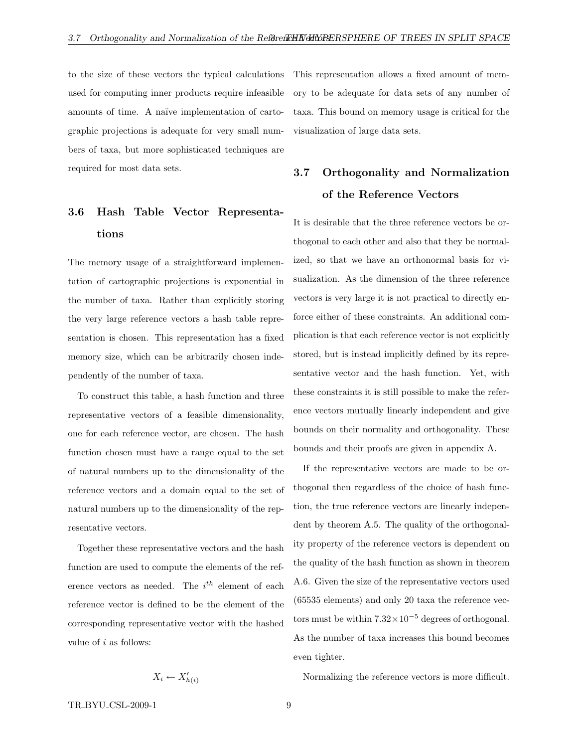to the size of these vectors the typical calculations used for computing inner products require infeasible amounts of time. A naïve implementation of cartographic projections is adequate for very small numbers of taxa, but more sophisticated techniques are required for most data sets.

## 3.6 Hash Table Vector Representations

The memory usage of a straightforward implementation of cartographic projections is exponential in the number of taxa. Rather than explicitly storing the very large reference vectors a hash table representation is chosen. This representation has a fixed memory size, which can be arbitrarily chosen independently of the number of taxa.

To construct this table, a hash function and three representative vectors of a feasible dimensionality, one for each reference vector, are chosen. The hash function chosen must have a range equal to the set of natural numbers up to the dimensionality of the reference vectors and a domain equal to the set of natural numbers up to the dimensionality of the representative vectors.

Together these representative vectors and the hash function are used to compute the elements of the reference vectors as needed. The $i^{th}$ element of each reference vector is defined to be the element of the corresponding representative vector with the hashed value of $i$ as follows:

$$X_i \leftarrow X'_{h(i)}$$

This representation allows a fixed amount of memory to be adequate for data sets of any number of taxa. This bound on memory usage is critical for the visualization of large data sets.

## 3.7 Orthogonality and Normalization of the Reference Vectors

It is desirable that the three reference vectors be orthogonal to each other and also that they be normalized, so that we have an orthonormal basis for visualization. As the dimension of the three reference vectors is very large it is not practical to directly enforce either of these constraints. An additional complication is that each reference vector is not explicitly stored, but is instead implicitly defined by its representative vector and the hash function. Yet, with these constraints it is still possible to make the reference vectors mutually linearly independent and give bounds on their normality and orthogonality. These bounds and their proofs are given in appendix A.

If the representative vectors are made to be orthogonal then regardless of the choice of hash function, the true reference vectors are linearly independent by theorem A.5. The quality of the orthogonality property of the reference vectors is dependent on the quality of the hash function as shown in theorem A.6. Given the size of the representative vectors used (65535 elements) and only 20 taxa the reference vectors must be within $7.32 \times 10^{-5}$ degrees of orthogonal. As the number of taxa increases this bound becomes even tighter.

Normalizing the reference vectors is more difficult.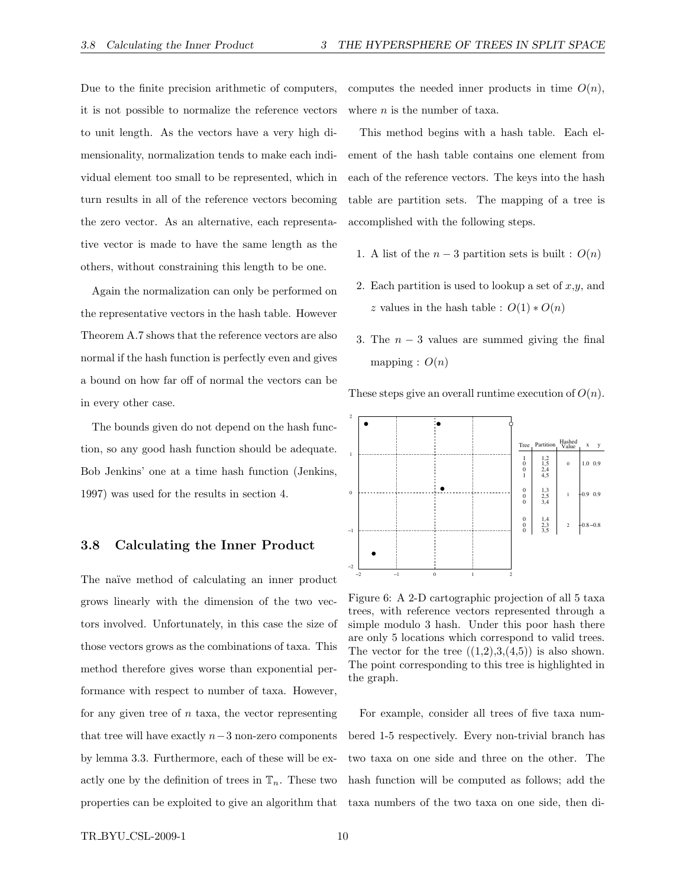Due to the finite precision arithmetic of computers, it is not possible to normalize the reference vectors to unit length. As the vectors have a very high dimensionality, normalization tends to make each individual element too small to be represented, which in turn results in all of the reference vectors becoming the zero vector. As an alternative, each representative vector is made to have the same length as the others, without constraining this length to be one.

Again the normalization can only be performed on the representative vectors in the hash table. However Theorem A.7 shows that the reference vectors are also normal if the hash function is perfectly even and gives a bound on how far off of normal the vectors can be in every other case.

The bounds given do not depend on the hash function, so any good hash function should be adequate. Bob Jenkins' one at a time hash function (Jenkins, 1997) was used for the results in section 4.

### 3.8 Calculating the Inner Product

The naïve method of calculating an inner product grows linearly with the dimension of the two vectors involved. Unfortunately, in this case the size of those vectors grows as the combinations of taxa. This method therefore gives worse than exponential performance with respect to number of taxa. However, for any given tree of $n$ taxa, the vector representing that tree will have exactly $n-3$ non-zero components by lemma 3.3. Furthermore, each of these will be exactly one by the definition of trees in $\mathbb{T}_n$. These two properties can be exploited to give an algorithm that computes the needed inner products in time $O(n)$, where $n$ is the number of taxa.

This method begins with a hash table. Each element of the hash table contains one element from each of the reference vectors. The keys into the hash table are partition sets. The mapping of a tree is accomplished with the following steps.

1. A list of the $n-3$ partition sets is built : $O(n)$
2. Each partition is used to lookup a set of $x$,$y$, and $z$ values in the hash table : $O(1) * O(n)$
3. The $n-3$ values are summed giving the final mapping : $O(n)$

These steps give an overall runtime execution of $O(n)$.

| Tree | Partition | Hashed Value | x | y |
|---|---|---|---|---|
| 1 | 1,2 | 0 | 1.0 | 0.9 |
| 0 | 1,5 | | | |
| 0 | 2,4 | | | |
| 1 | 4,5 | | | |
| 0 | 1,3 | 1 | −0.9 | 0.9 |
| 0 | 2,5 | | | |
| 0 | 3,4 | | | |
| 0 | 1,4 | 2 | −0.8 | −0.8 |
| 0 | 2,3 | | | |
| 0 | 3,5 | | | |

Figure 6: A 2-D cartographic projection of all 5 taxa trees, with reference vectors represented through a simple modulo 3 hash. Under this poor hash there are only 5 locations which correspond to valid trees. The vector for the tree ((1,2),3,(4,5)) is also shown. The point corresponding to this tree is highlighted in the graph.

For example, consider all trees of five taxa numbered 1-5 respectively. Every non-trivial branch has two taxa on one side and three on the other. The hash function will be computed as follows; add the taxa numbers of the two taxa on one side, then di-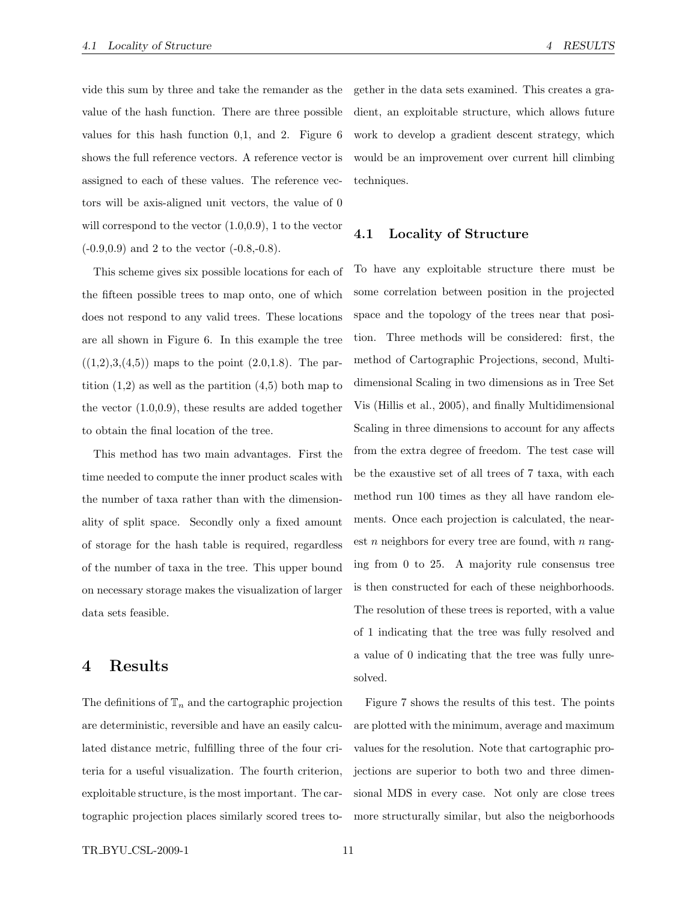vide this sum by three and take the remainder as the value of the hash function. There are three possible values for this hash function 0,1, and 2. Figure 6 shows the full reference vectors. A reference vector is assigned to each of these values. The reference vectors will be axis-aligned unit vectors, the value of 0 will correspond to the vector (1.0,0.9), 1 to the vector (-0.9,0.9) and 2 to the vector (-0.8,-0.8).

This scheme gives six possible locations for each of the fifteen possible trees to map onto, one of which does not respond to any valid trees. These locations are all shown in Figure 6. In this example the tree ((1,2),3,(4,5)) maps to the point (2.0,1.8). The partition (1,2) as well as the partition (4,5) both map to the vector (1.0,0.9), these results are added together to obtain the final location of the tree.

This method has two main advantages. First the time needed to compute the inner product scales with the number of taxa rather than with the dimensionality of split space. Secondly only a fixed amount of storage for the hash table is required, regardless of the number of taxa in the tree. This upper bound on necessary storage makes the visualization of larger data sets feasible.

# 4 Results

The definitions of $\mathbb{T}_n$ and the cartographic projection are deterministic, reversible and have an easily calculated distance metric, fulfilling three of the four criteria for a useful visualization. The fourth criterion, exploitable structure, is the most important. The cartographic projection places similarly scored trees together in the data sets examined. This creates a gradient, an exploitable structure, which allows future work to develop a gradient descent strategy, which would be an improvement over current hill climbing techniques.

## 4.1 Locality of Structure

To have any exploitable structure there must be some correlation between position in the projected space and the topology of the trees near that position. Three methods will be considered: first, the method of Cartographic Projections, second, Multidimensional Scaling in two dimensions as in Tree Set Vis (Hillis et al., 2005), and finally Multidimensional Scaling in three dimensions to account for any affects from the extra degree of freedom. The test case will be the exaustive set of all trees of 7 taxa, with each method run 100 times as they all have random elements. Once each projection is calculated, the nearest $n$ neighbors for every tree are found, with $n$ ranging from 0 to 25. A majority rule consensus tree is then constructed for each of these neighborhoods. The resolution of these trees is reported, with a value of 1 indicating that the tree was fully resolved and a value of 0 indicating that the tree was fully unresolved.

Figure 7 shows the results of this test. The points are plotted with the minimum, average and maximum values for the resolution. Note that cartographic projections are superior to both two and three dimensional MDS in every case. Not only are close trees more structurally similar, but also the neigborhoods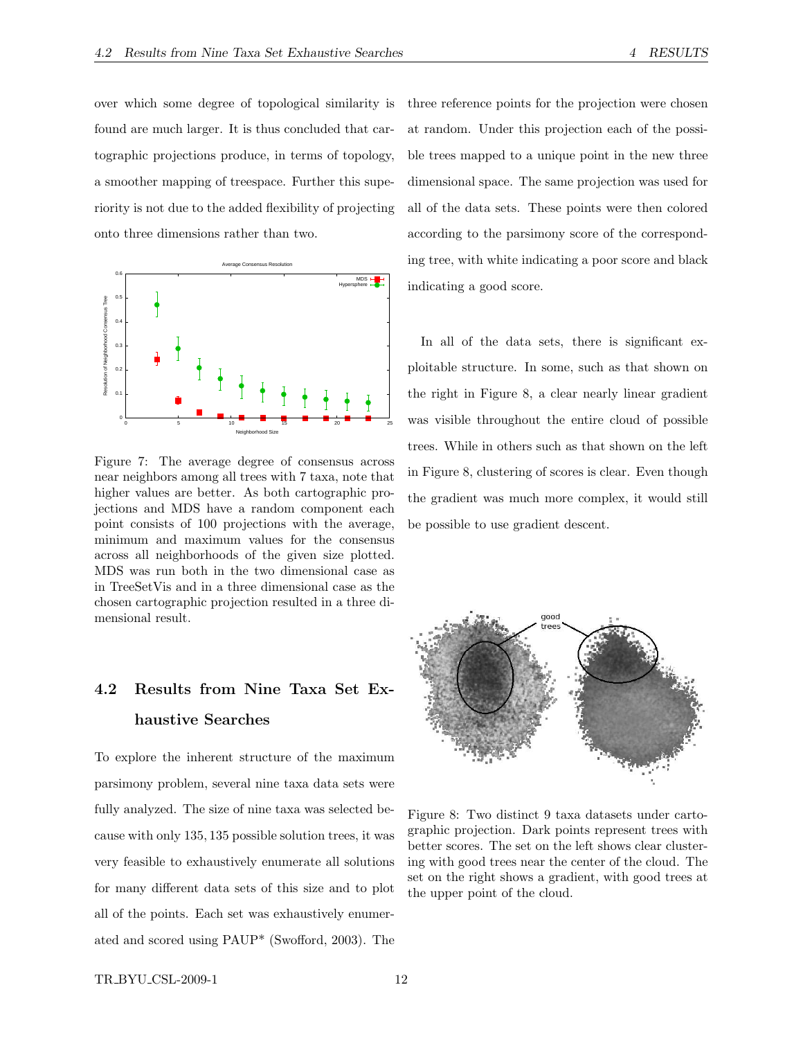over which some degree of topological similarity is found are much larger. It is thus concluded that cartographic projections produce, in terms of topology, a smoother mapping of treespace. Further this superiority is not due to the added flexibility of projecting onto three dimensions rather than two.

Figure 7: The average degree of consensus across near neighbors among all trees with 7 taxa, note that higher values are better. As both cartographic projections and MDS have a random component each point consists of 100 projections with the average, minimum and maximum values for the consensus across all neighborhoods of the given size plotted. MDS was run both in the two dimensional case as in TreeSetVis and in a three dimensional case as the chosen cartographic projection resulted in a three dimensional result.

## 4.2 Results from Nine Taxa Set Exhaustive Searches

To explore the inherent structure of the maximum parsimony problem, several nine taxa data sets were fully analyzed. The size of nine taxa was selected because with only 135, 135 possible solution trees, it was very feasible to exhaustively enumerate all solutions for many different data sets of this size and to plot all of the points. Each set was exhaustively enumerated and scored using PAUP* (Swofford, 2003). The three reference points for the projection were chosen at random. Under this projection each of the possible trees mapped to a unique point in the new three dimensional space. The same projection was used for all of the data sets. These points were then colored according to the parsimony score of the corresponding tree, with white indicating a poor score and black indicating a good score.

In all of the data sets, there is significant exploitable structure. In some, such as that shown on the right in Figure 8, a clear nearly linear gradient was visible throughout the entire cloud of possible trees. While in others such as that shown on the left in Figure 8, clustering of scores is clear. Even though the gradient was much more complex, it would still be possible to use gradient descent.

Figure 8: Two distinct 9 taxa datasets under cartographic projection. Dark points represent trees with better scores. The set on the left shows clear clustering with good trees near the center of the cloud. The set on the right shows a gradient, with good trees at the upper point of the cloud.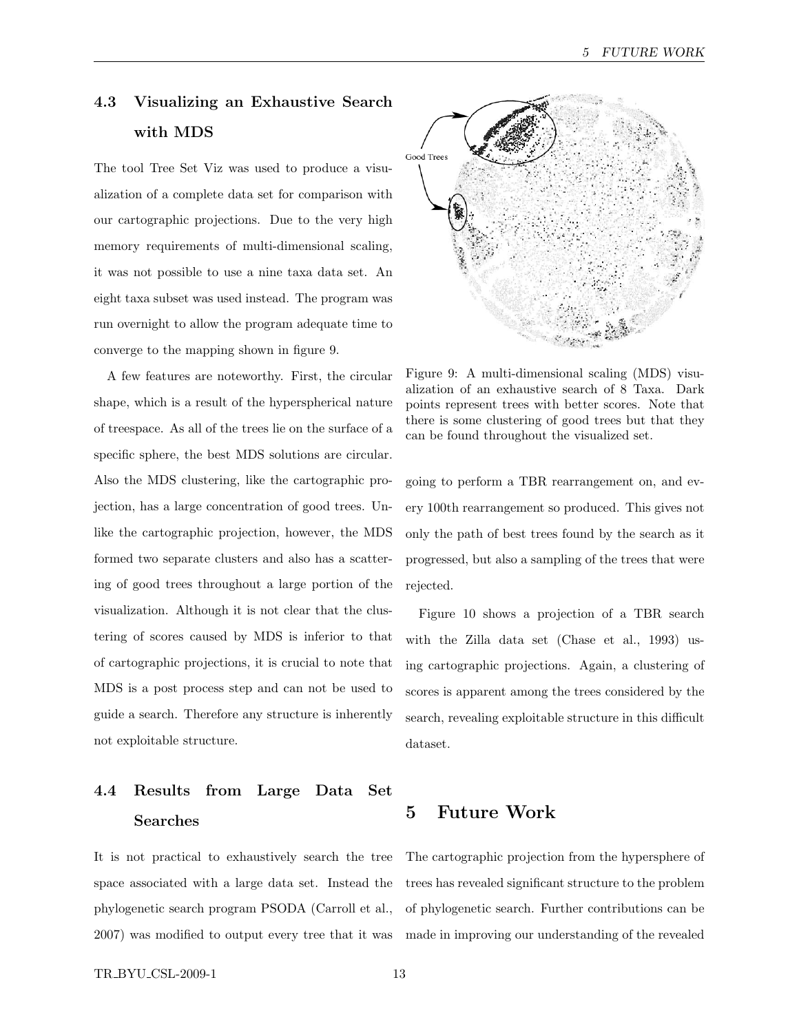### 4.3 Visualizing an Exhaustive Search with MDS

The tool Tree Set Viz was used to produce a visualization of a complete data set for comparison with our cartographic projections. Due to the very high memory requirements of multi-dimensional scaling, it was not possible to use a nine taxa data set. An eight taxa subset was used instead. The program was run overnight to allow the program adequate time to converge to the mapping shown in figure 9.

A few features are noteworthy. First, the circular shape, which is a result of the hyperspherical nature of treespace. As all of the trees lie on the surface of a specific sphere, the best MDS solutions are circular. Also the MDS clustering, like the cartographic projection, has a large concentration of good trees. Unlike the cartographic projection, however, the MDS formed two separate clusters and also has a scattering of good trees throughout a large portion of the visualization. Although it is not clear that the clustering of scores caused by MDS is inferior to that of cartographic projections, it is crucial to note that MDS is a post process step and can not be used to guide a search. Therefore any structure is inherently not exploitable structure.

Figure 9: A multi-dimensional scaling (MDS) visualization of an exhaustive search of 8 Taxa. Dark points represent trees with better scores. Note that there is some clustering of good trees but that they can be found throughout the visualized set.

### 4.4 Results from Large Data Set Searches

It is not practical to exhaustively search the tree space associated with a large data set. Instead the phylogenetic search program PSODA (Carroll et al., 2007) was modified to output every tree that it was going to perform a TBR rearrangement on, and every 100th rearrangement so produced. This gives not only the path of best trees found by the search as it progressed, but also a sampling of the trees that were rejected.

Figure 10 shows a projection of a TBR search with the Zilla data set (Chase et al., 1993) using cartographic projections. Again, a clustering of scores is apparent among the trees considered by the search, revealing exploitable structure in this difficult dataset.

## 5 Future Work

The cartographic projection from the hypersphere of trees has revealed significant structure to the problem of phylogenetic search. Further contributions can be made in improving our understanding of the revealed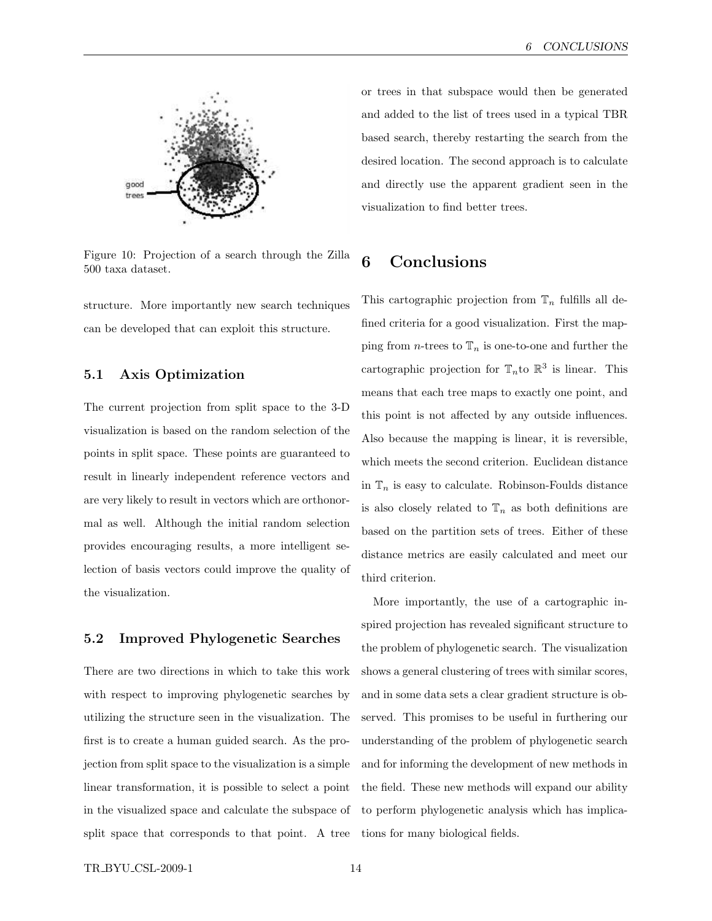Figure 10: Projection of a search through the Zilla 500 taxa dataset.

structure. More importantly new search techniques can be developed that can exploit this structure.

### 5.1 Axis Optimization

The current projection from split space to the 3-D visualization is based on the random selection of the points in split space. These points are guaranteed to result in linearly independent reference vectors and are very likely to result in vectors which are orthonormal as well. Although the initial random selection provides encouraging results, a more intelligent selection of basis vectors could improve the quality of the visualization.

### 5.2 Improved Phylogenetic Searches

There are two directions in which to take this work with respect to improving phylogenetic searches by utilizing the structure seen in the visualization. The first is to create a human guided search. As the projection from split space to the visualization is a simple linear transformation, it is possible to select a point in the visualized space and calculate the subspace of split space that corresponds to that point. A tree or trees in that subspace would then be generated and added to the list of trees used in a typical TBR based search, thereby restarting the search from the desired location. The second approach is to calculate and directly use the apparent gradient seen in the visualization to find better trees.

## 6 Conclusions

This cartographic projection from $\mathbb{T}_n$ fulfills all defined criteria for a good visualization. First the mapping from $n$-trees to $\mathbb{T}_n$ is one-to-one and further the cartographic projection for $\mathbb{T}_n$to $\mathbb{R}^3$ is linear. This means that each tree maps to exactly one point, and this point is not affected by any outside influences. Also because the mapping is linear, it is reversible, which meets the second criterion. Euclidean distance in $\mathbb{T}_n$ is easy to calculate. Robinson-Foulds distance is also closely related to $\mathbb{T}_n$ as both definitions are based on the partition sets of trees. Either of these distance metrics are easily calculated and meet our third criterion.

More importantly, the use of a cartographic inspired projection has revealed significant structure to the problem of phylogenetic search. The visualization shows a general clustering of trees with similar scores, and in some data sets a clear gradient structure is observed. This promises to be useful in furthering our understanding of the problem of phylogenetic search and for informing the development of new methods in the field. These new methods will expand our ability to perform phylogenetic analysis which has implications for many biological fields.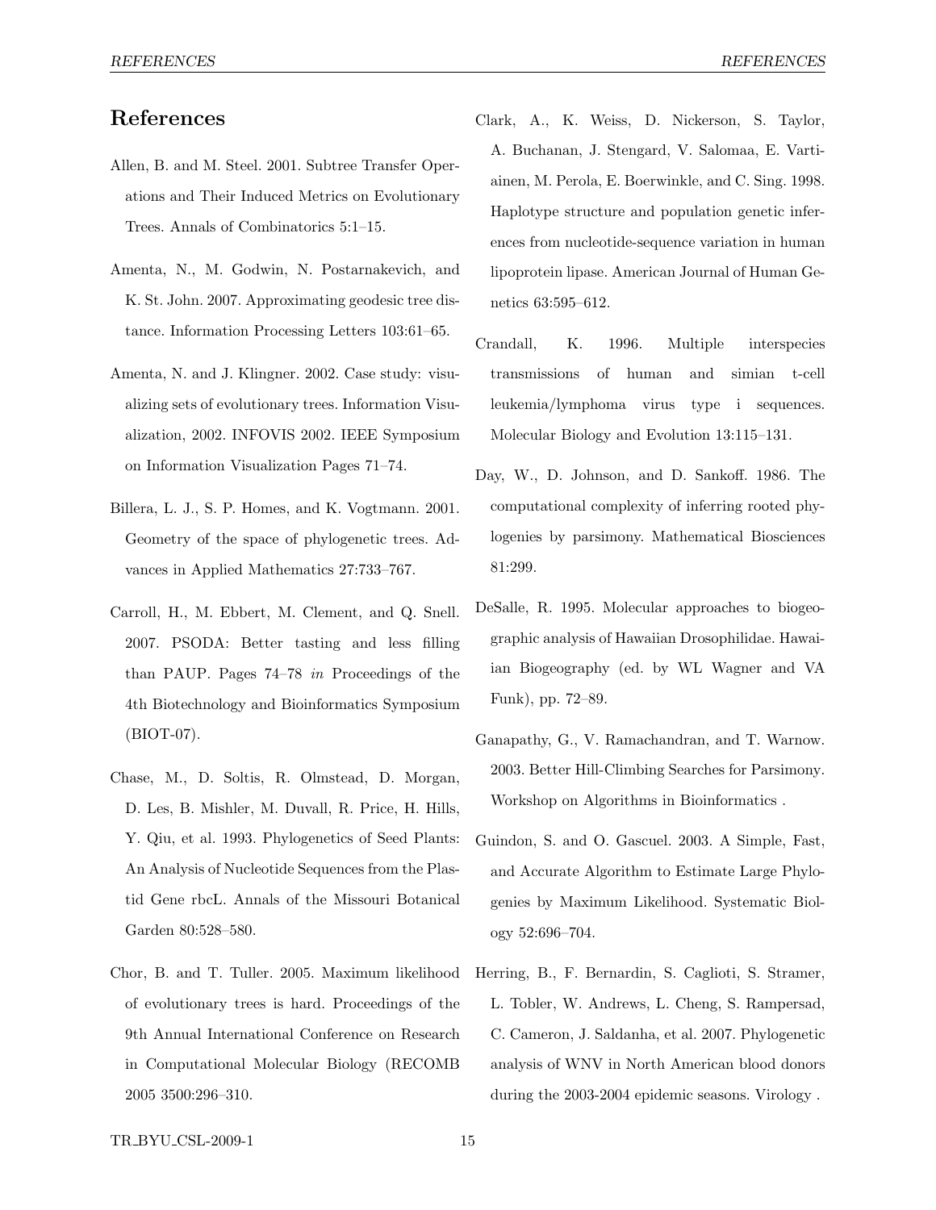# References

Allen, B. and M. Steel. 2001. Subtree Transfer Operations and Their Induced Metrics on Evolutionary Trees. Annals of Combinatorics 5:1–15.

Amenta, N., M. Godwin, N. Postarnakevich, and K. St. John. 2007. Approximating geodesic tree distance. Information Processing Letters 103:61–65.

Amenta, N. and J. Klingner. 2002. Case study: visualizing sets of evolutionary trees. Information Visualization, 2002. INFOVIS 2002. IEEE Symposium on Information Visualization Pages 71–74.

Billera, L. J., S. P. Homes, and K. Vogtmann. 2001. Geometry of the space of phylogenetic trees. Advances in Applied Mathematics 27:733–767.

Carroll, H., M. Ebbert, M. Clement, and Q. Snell. 2007. PSODA: Better tasting and less filling than PAUP. Pages 74–78 *in* Proceedings of the 4th Biotechnology and Bioinformatics Symposium (BIOT-07).

Chase, M., D. Soltis, R. Olmstead, D. Morgan, D. Les, B. Mishler, M. Duvall, R. Price, H. Hills, Y. Qiu, et al. 1993. Phylogenetics of Seed Plants: An Analysis of Nucleotide Sequences from the Plastid Gene rbcL. Annals of the Missouri Botanical Garden 80:528–580.

Chor, B. and T. Tuller. 2005. Maximum likelihood of evolutionary trees is hard. Proceedings of the 9th Annual International Conference on Research in Computational Molecular Biology (RECOMB 2005 3500:296–310.

Clark, A., K. Weiss, D. Nickerson, S. Taylor, A. Buchanan, J. Stengard, V. Salomaa, E. Vartiainen, M. Perola, E. Boerwinkle, and C. Sing. 1998. Haplotype structure and population genetic inferences from nucleotide-sequence variation in human lipoprotein lipase. American Journal of Human Genetics 63:595–612.

Crandall, K. 1996. Multiple interspecies transmissions of human and simian t-cell leukemia/lymphoma virus type i sequences. Molecular Biology and Evolution 13:115–131.

Day, W., D. Johnson, and D. Sankoff. 1986. The computational complexity of inferring rooted phylogenies by parsimony. Mathematical Biosciences 81:299.

DeSalle, R. 1995. Molecular approaches to biogeographic analysis of Hawaiian Drosophilidae. Hawaiian Biogeography (ed. by WL Wagner and VA Funk), pp. 72–89.

Ganapathy, G., V. Ramachandran, and T. Warnow. 2003. Better Hill-Climbing Searches for Parsimony. Workshop on Algorithms in Bioinformatics .

Guindon, S. and O. Gascuel. 2003. A Simple, Fast, and Accurate Algorithm to Estimate Large Phylogenies by Maximum Likelihood. Systematic Biology 52:696–704.

Herring, B., F. Bernardin, S. Caglioti, S. Stramer, L. Tobler, W. Andrews, L. Cheng, S. Rampersad, C. Cameron, J. Saldanha, et al. 2007. Phylogenetic analysis of WNV in North American blood donors during the 2003-2004 epidemic seasons. Virology .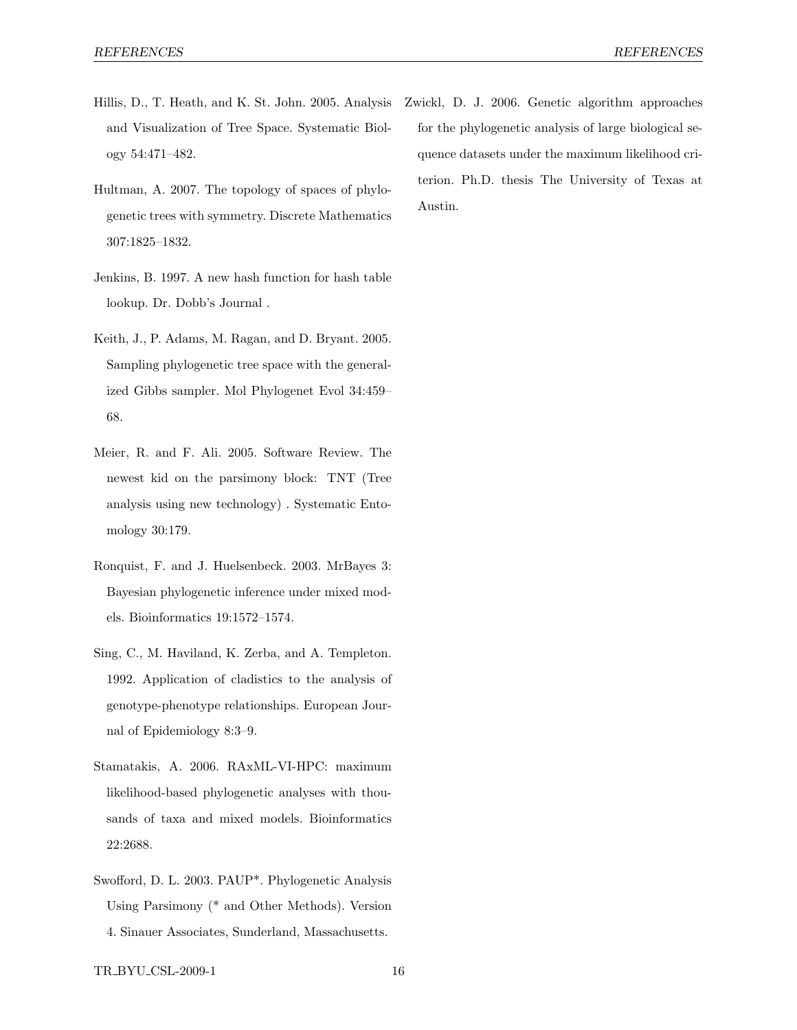Hillis, D., T. Heath, and K. St. John. 2005. Analysis and Visualization of Tree Space. Systematic Biology 54:471–482.

Hultman, A. 2007. The topology of spaces of phylogenetic trees with symmetry. Discrete Mathematics 307:1825–1832.

Jenkins, B. 1997. A new hash function for hash table lookup. Dr. Dobb's Journal .

Keith, J., P. Adams, M. Ragan, and D. Bryant. 2005. Sampling phylogenetic tree space with the generalized Gibbs sampler. Mol Phylogenet Evol 34:459–68.

Meier, R. and F. Ali. 2005. Software Review. The newest kid on the parsimony block: TNT (Tree analysis using new technology) . Systematic Entomology 30:179.

Ronquist, F. and J. Huelsenbeck. 2003. MrBayes 3: Bayesian phylogenetic inference under mixed models. Bioinformatics 19:1572–1574.

Sing, C., M. Haviland, K. Zerba, and A. Templeton. 1992. Application of cladistics to the analysis of genotype-phenotype relationships. European Journal of Epidemiology 8:3–9.

Stamatakis, A. 2006. RAxML-VI-HPC: maximum likelihood-based phylogenetic analyses with thousands of taxa and mixed models. Bioinformatics 22:2688.

Swofford, D. L. 2003. PAUP*. Phylogenetic Analysis Using Parsimony (* and Other Methods). Version 4. Sinauer Associates, Sunderland, Massachusetts.

Zwickl, D. J. 2006. Genetic algorithm approaches for the phylogenetic analysis of large biological sequence datasets under the maximum likelihood criterion. Ph.D. thesis The University of Texas at Austin.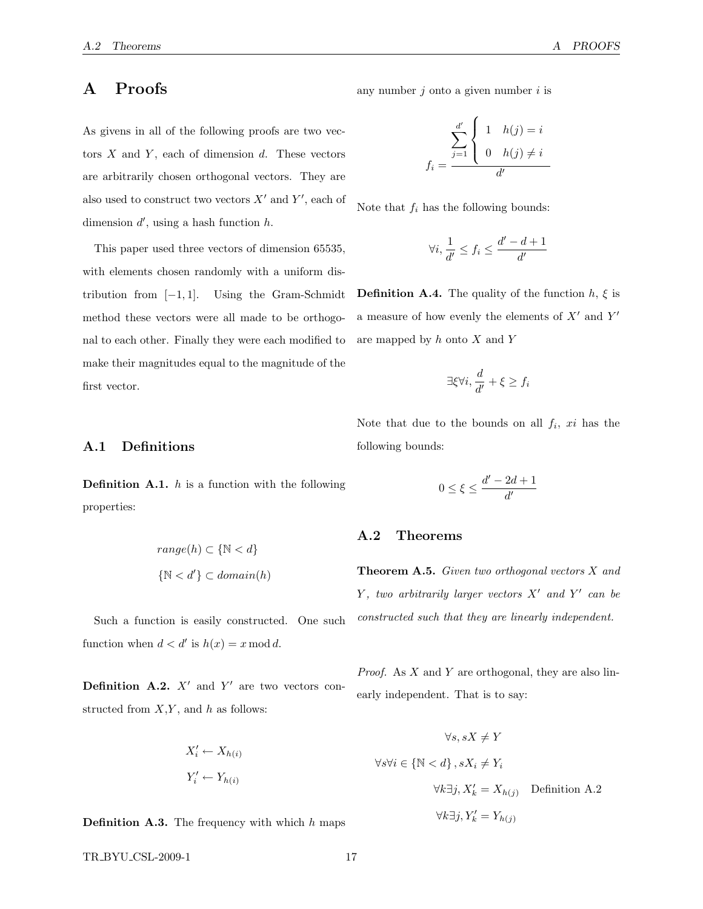# A Proofs

As givens in all of the following proofs are two vectors $X$ and $Y$, each of dimension $d$. These vectors are arbitrarily chosen orthogonal vectors. They are also used to construct two vectors $X'$ and $Y'$, each of dimension $d'$, using a hash function $h$.

This paper used three vectors of dimension 65535, with elements chosen randomly with a uniform distribution from $[-1, 1]$. Using the Gram-Schmidt method these vectors were all made to be orthogonal to each other. Finally they were each modified to make their magnitudes equal to the magnitude of the first vector.

## A.1 Definitions

**Definition A.1.** $h$ is a function with the following properties:

$$range(h) \subset \{\mathbb{N} < d\}$$

$$\{\mathbb{N} < d'\} \subset domain(h)$$

Such a function is easily constructed. One such function when $d < d'$ is $h(x) = x \bmod d$.

**Definition A.2.** $X'$ and $Y'$ are two vectors constructed from $X$,$Y$, and $h$ as follows:

$$X'_i \leftarrow X_{h(i)}$$

$$Y'_i \leftarrow Y_{h(i)}$$

**Definition A.3.** The frequency with which $h$ maps any number $j$ onto a given number $i$ is

$$f_i = \frac{\sum_{j=1}^{d'} \begin{cases} 1 & h(j) = i \\ 0 & h(j) \neq i \end{cases}}{d'}$$

Note that $f_i$ has the following bounds:

$$\forall i, \frac{1}{d'} \leq f_i \leq \frac{d' - d + 1}{d'}$$

**Definition A.4.** The quality of the function $h$, $\xi$ is a measure of how evenly the elements of $X'$ and $Y'$ are mapped by $h$ onto $X$ and $Y$

$$\exists \xi \forall i, \frac{d}{d'} + \xi \geq f_i$$

Note that due to the bounds on all $f_i$, $xi$ has the following bounds:

$$0 \leq \xi \leq \frac{d' - 2d + 1}{d'}$$

## A.2 Theorems

**Theorem A.5.** *Given two orthogonal vectors $X$ and $Y$, two arbitrarily larger vectors $X'$ and $Y'$ can be constructed such that they are linearly independent.*

*Proof.* As $X$ and $Y$ are orthogonal, they are also linearly independent. That is to say:

$$\forall s, sX \neq Y$$

$$\forall s \forall i \in \{\mathbb{N} < d\}, sX_i \neq Y_i$$

$$\forall k \exists j, X'_k = X_{h(j)} \quad \text{Definition A.2}$$

$$\forall k \exists j, Y'_k = Y_{h(j)}$$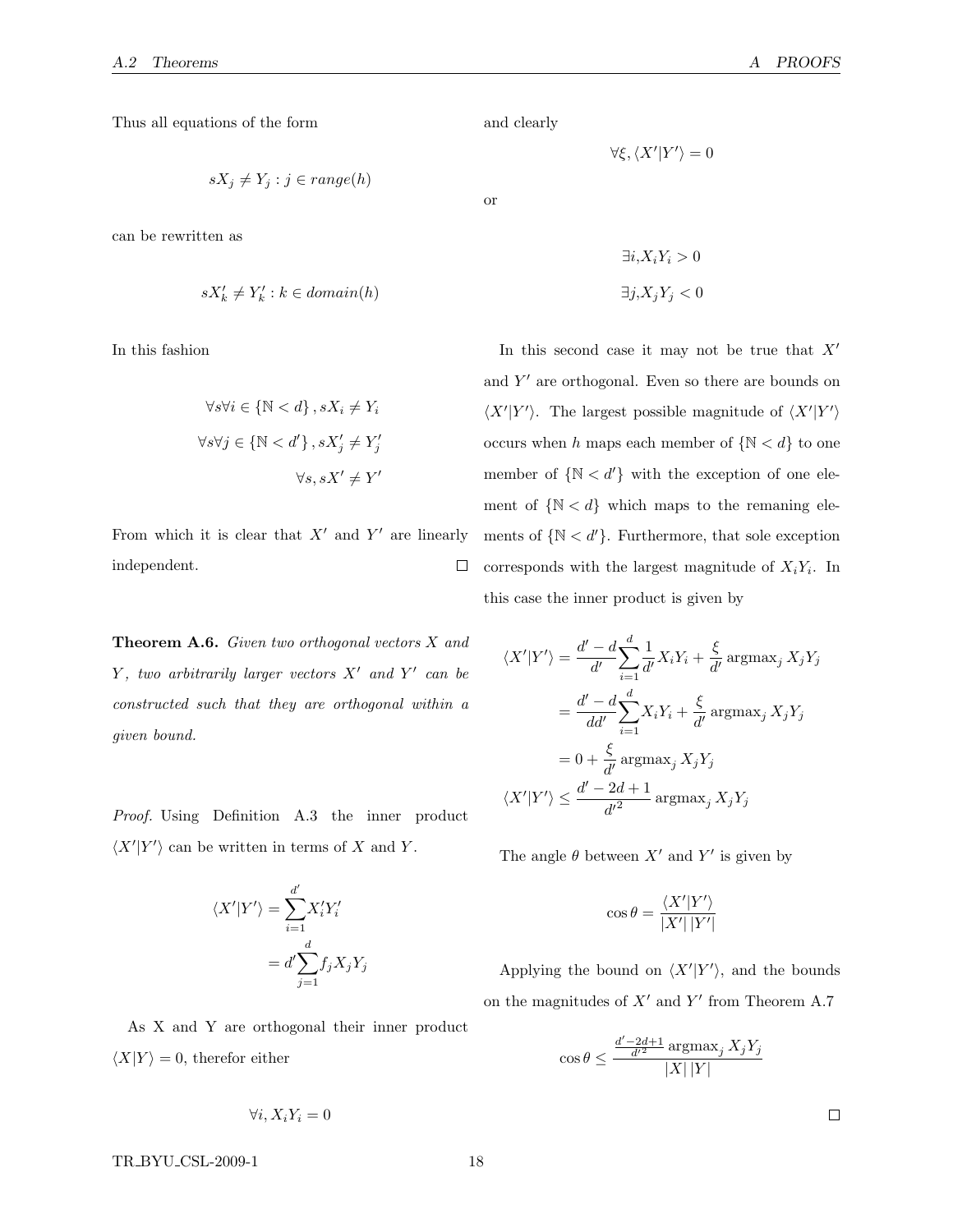Thus all equations of the form

$$sX_j \neq Y_j : j \in range(h)$$

can be rewritten as

$$sX'_k \neq Y'_k : k \in domain(h)$$

In this fashion

$$\forall s \forall i \in \{\mathbb{N} < d\}, sX_i \neq Y_i$$

$$\forall s \forall j \in \{\mathbb{N} < d'\}, sX'_j \neq Y'_j$$

$$\forall s, sX' \neq Y'$$

From which it is clear that $X'$ and $Y'$ are linearly independent. □

**Theorem A.6.** *Given two orthogonal vectors $X$ and $Y$, two arbitrarily larger vectors $X'$ and $Y'$ can be constructed such that they are orthogonal within a given bound.*

*Proof.* Using Definition A.3 the inner product $\langle X'|Y'\rangle$ can be written in terms of $X$ and $Y$.

$$\begin{aligned}\langle X'|Y'\rangle &= \sum_{i=1}^{d'} X'_i Y'_i \\ &= d' \sum_{j=1}^{d} f_j X_j Y_j\end{aligned}$$

As X and Y are orthogonal their inner product $\langle X|Y\rangle = 0$, therefor either

$$\forall i, X_i Y_i = 0$$

and clearly

$$\forall \xi, \langle X'|Y'\rangle = 0$$

or

$$\exists i, X_i Y_i > 0$$

$$\exists j, X_j Y_j < 0$$

In this second case it may not be true that $X'$ and $Y'$ are orthogonal. Even so there are bounds on $\langle X'|Y'\rangle$. The largest possible magnitude of $\langle X'|Y'\rangle$ occurs when $h$ maps each member of $\{\mathbb{N} < d\}$ to one member of $\{\mathbb{N} < d'\}$ with the exception of one element of $\{\mathbb{N} < d\}$ which maps to the remaning elements of $\{\mathbb{N} < d'\}$. Furthermore, that sole exception corresponds with the largest magnitude of $X_i Y_i$. In this case the inner product is given by

$$\begin{aligned}\langle X'|Y'\rangle &= \frac{d'-d}{d'} \sum_{i=1}^{d} \frac{1}{d'} X_i Y_i + \frac{\xi}{d'} \operatorname{argmax}_j X_j Y_j \\ &= \frac{d'-d}{dd'} \sum_{i=1}^{d} X_i Y_i + \frac{\xi}{d'} \operatorname{argmax}_j X_j Y_j \\ &= 0 + \frac{\xi}{d'} \operatorname{argmax}_j X_j Y_j \\ \langle X'|Y'\rangle &\leq \frac{d'-2d+1}{d'^2} \operatorname{argmax}_j X_j Y_j\end{aligned}$$

The angle $\theta$ between $X'$ and $Y'$ is given by

$$\cos\theta = \frac{\langle X'|Y'\rangle}{|X'|\,|Y'|}$$

Applying the bound on $\langle X'|Y'\rangle$, and the bounds on the magnitudes of $X'$ and $Y'$ from Theorem A.7

$$\cos\theta \leq \frac{\frac{d'-2d+1}{d'^2} \operatorname{argmax}_j X_j Y_j}{|X|\,|Y|}$$

□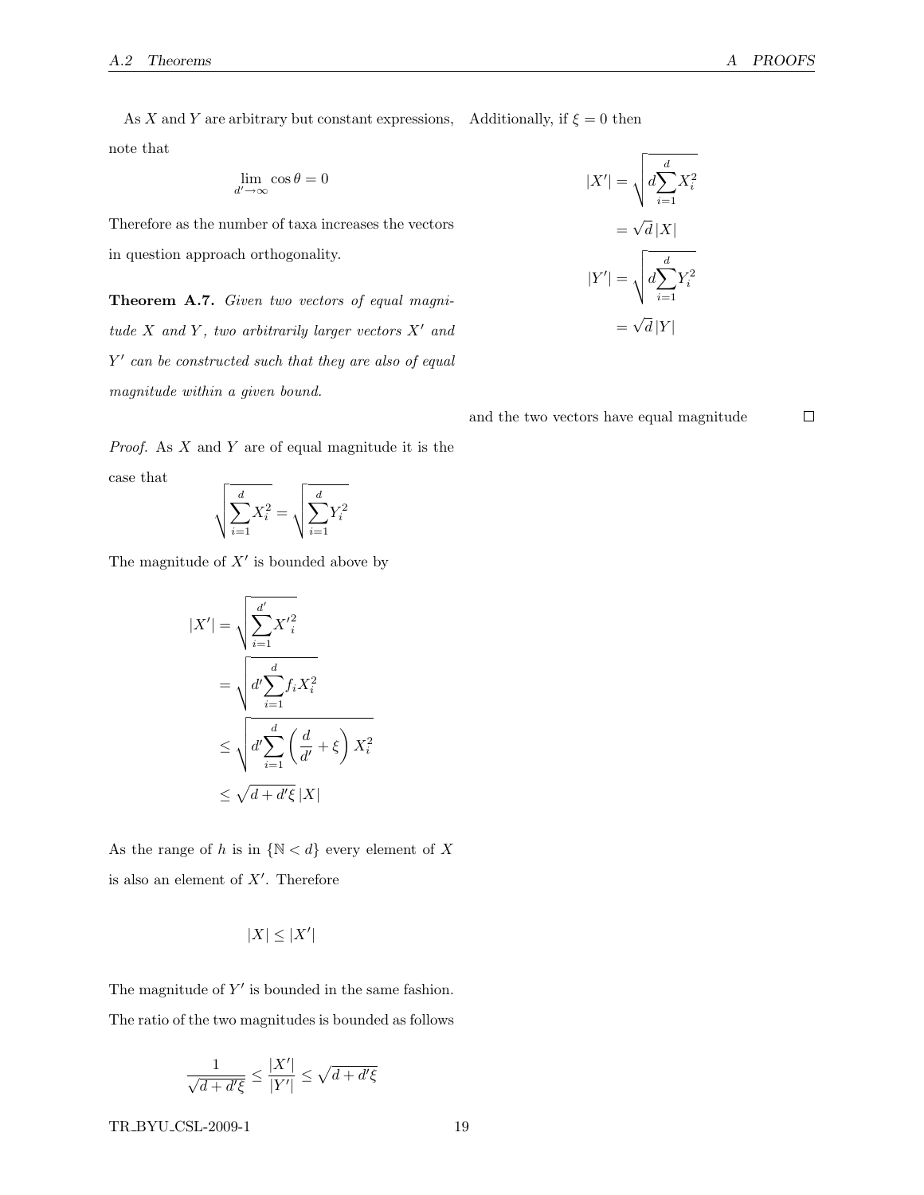As $X$ and $Y$ are arbitrary but constant expressions, note that

$$\lim_{d' \to \infty} \cos\theta = 0$$

Therefore as the number of taxa increases the vectors in question approach orthogonality.

**Theorem A.7.** *Given two vectors of equal magnitude $X$ and $Y$, two arbitrarily larger vectors $X'$ and $Y'$ can be constructed such that they are also of equal magnitude within a given bound.*

*Proof.* As $X$ and $Y$ are of equal magnitude it is the case that

$$\sqrt{\sum_{i=1}^{d} X_i^2} = \sqrt{\sum_{i=1}^{d} Y_i^2}$$

The magnitude of $X'$ is bounded above by

$$
\begin{aligned}
|X'| &= \sqrt{\sum_{i=1}^{d'} X'^2_i} \\
&= \sqrt{d' \sum_{i=1}^{d} f_i X_i^2} \\
&\leq \sqrt{d' \sum_{i=1}^{d} \left(\frac{d}{d'} + \xi\right) X_i^2} \\
&\leq \sqrt{d + d'\xi}\, |X|
\end{aligned}
$$

As the range of $h$ is in $\{\mathbb{N} < d\}$ every element of $X$ is also an element of $X'$. Therefore

$$|X| \leq |X'|$$

The magnitude of $Y'$ is bounded in the same fashion. The ratio of the two magnitudes is bounded as follows

$$\frac{1}{\sqrt{d + d'\xi}} \leq \frac{|X'|}{|Y'|} \leq \sqrt{d + d'\xi}$$

Additionally, if $\xi = 0$ then

$$
\begin{aligned}
|X'| &= \sqrt{d \sum_{i=1}^{d} X_i^2} \\
&= \sqrt{d}\, |X| \\
|Y'| &= \sqrt{d \sum_{i=1}^{d} Y_i^2} \\
&= \sqrt{d}\, |Y|
\end{aligned}
$$

and the two vectors have equal magnitude □